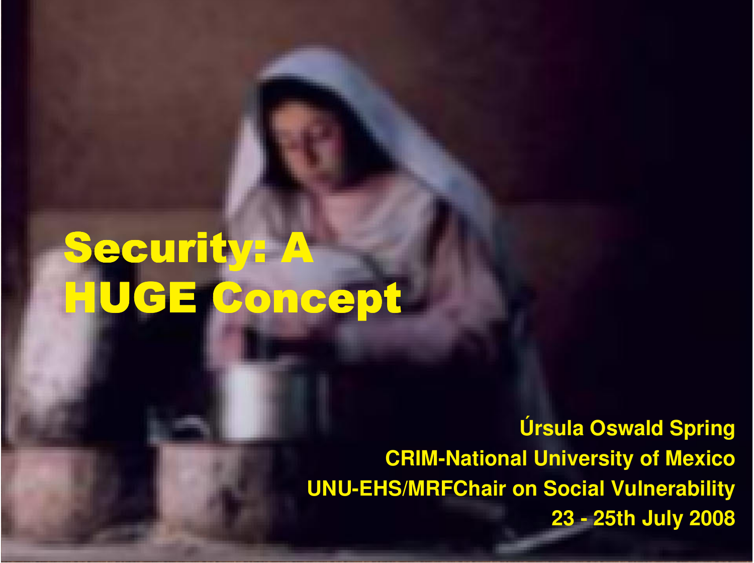# Security: A HUGE Concept

**Úrsula Oswald Spring**

**CRIM-National University of Mexico**

**UNU-EHS/MRFChair on Social Vulnerability**

**23 - 25th July 2008**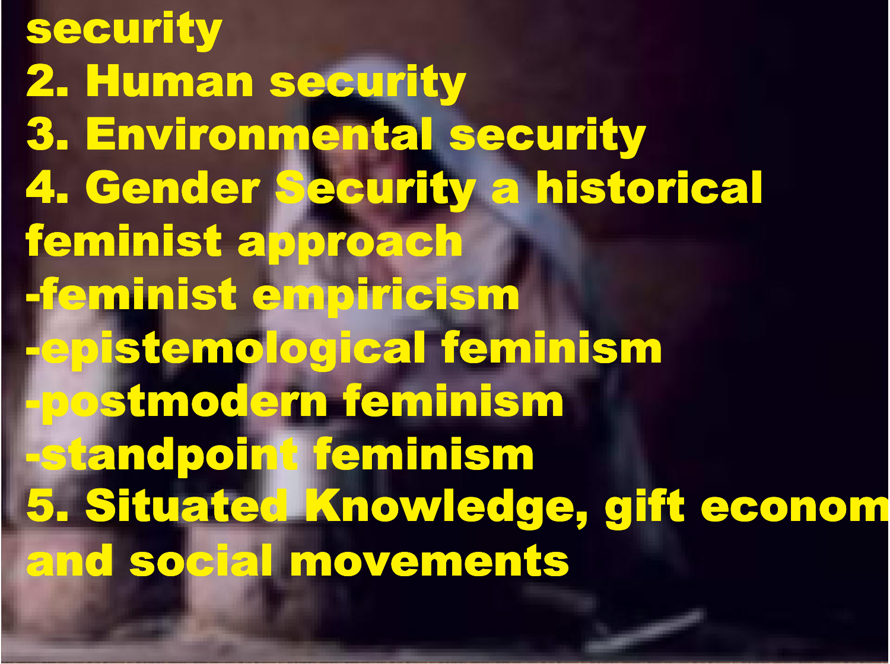security

2. Human security
3. Environmental security
4. Gender Security a historical feminist approach
   - feminist empiricism
   - epistemological feminism
   - postmodern feminism
   - standpoint feminism
5. Situated Knowledge, gift econom and social movements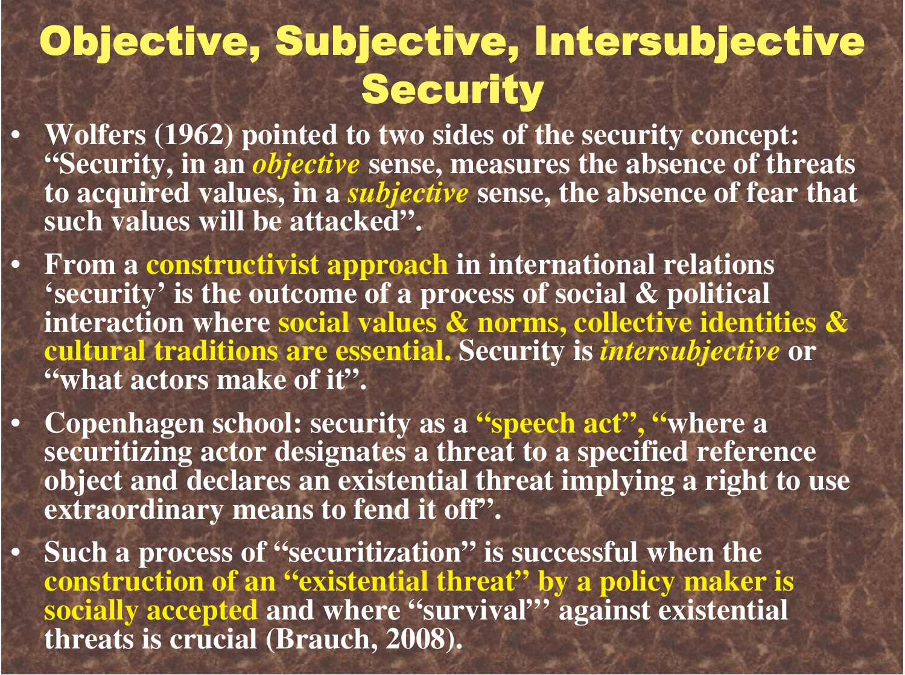# Objective, Subjective, Intersubjective Security

- **Wolfers (1962) pointed to two sides of the security concept: "Security, in an *objective* sense, measures the absence of threats to acquired values, in a *subjective* sense, the absence of fear that such values will be attacked".**
- **From a constructivist approach in international relations 'security' is the outcome of a process of social & political interaction where social values & norms, collective identities & cultural traditions are essential. Security is *intersubjective* or "what actors make of it".**
- **Copenhagen school: security as a "speech act", "where a securitizing actor designates a threat to a specified reference object and declares an existential threat implying a right to use extraordinary means to fend it off".**
- **Such a process of "securitization" is successful when the construction of an "existential threat" by a policy maker is socially accepted and where "survival"' against existential threats is crucial (Brauch, 2008).**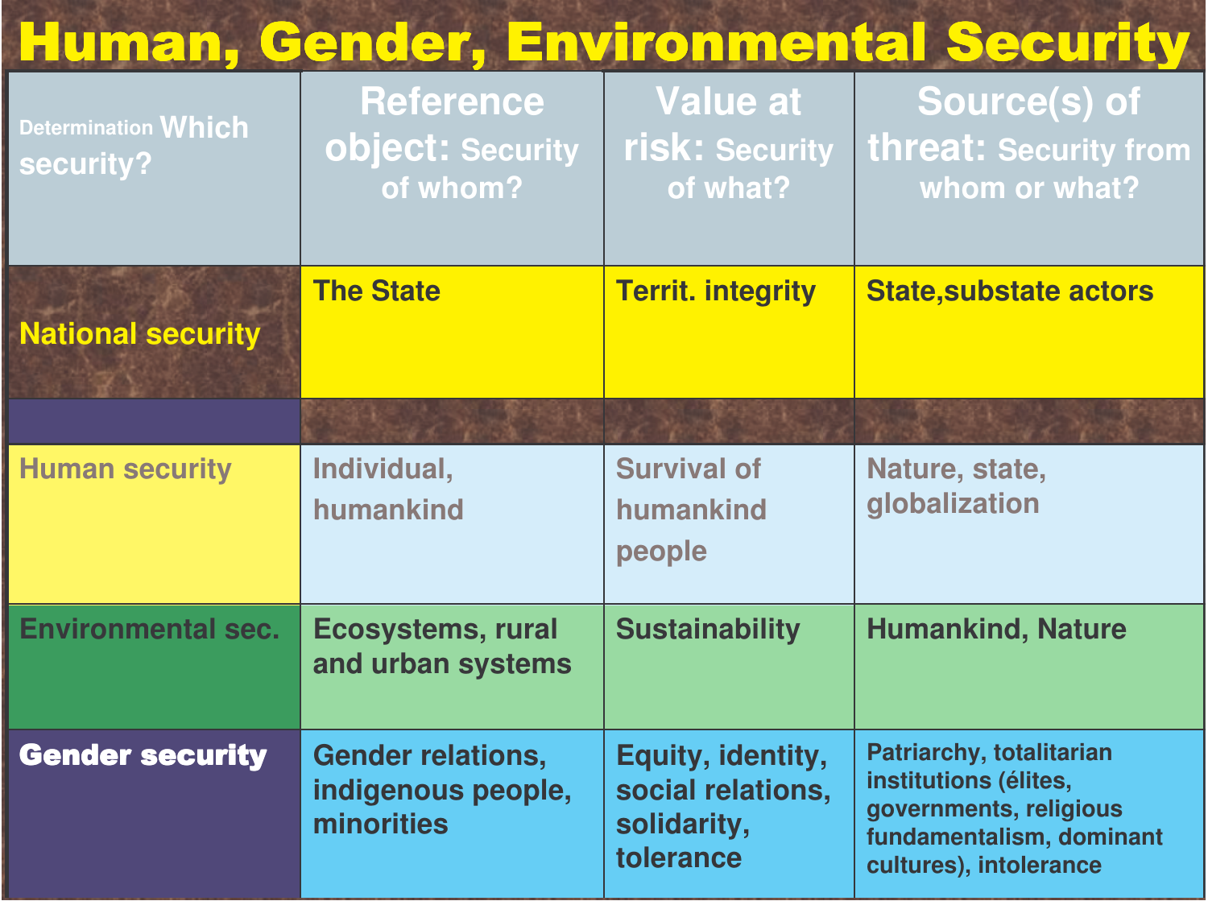# Human, Gender, Environmental Security

| Determination Which security? | Reference object: Security of whom? | Value at risk: Security of what? | Source(s) of threat: Security from whom or what? |
|---|---|---|---|
| National security | The State | Territ. integrity | State,substate actors |
| | | | |
| Human security | Individual, humankind | Survival of humankind people | Nature, state, globalization |
| Environmental sec. | Ecosystems, rural and urban systems | Sustainability | Humankind, Nature |
| Gender security | Gender relations, indigenous people, minorities | Equity, identity, social relations, solidarity, tolerance | Patriarchy, totalitarian institutions (élites, governments, religious fundamentalism, dominant cultures), intolerance |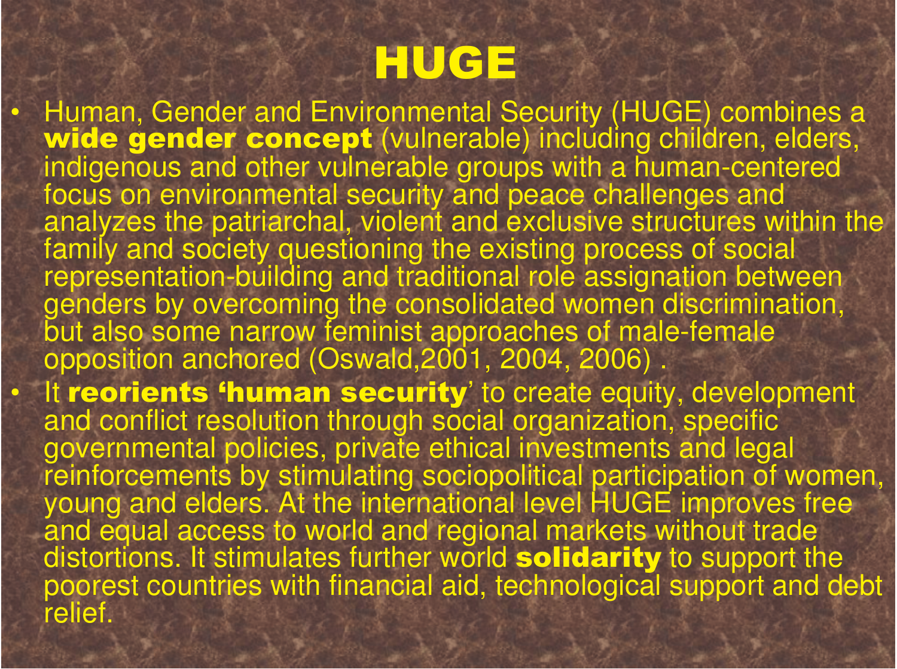# HUGE

- Human, Gender and Environmental Security (HUGE) combines a **wide gender concept** (vulnerable) including children, elders, indigenous and other vulnerable groups with a human-centered focus on environmental security and peace challenges and analyzes the patriarchal, violent and exclusive structures within the family and society questioning the existing process of social representation-building and traditional role assignation between genders by overcoming the consolidated women discrimination, but also some narrow feminist approaches of male-female opposition anchored (Oswald,2001, 2004, 2006) .
- It **reorients 'human security'** to create equity, development and conflict resolution through social organization, specific governmental policies, private ethical investments and legal reinforcements by stimulating sociopolitical participation of women, young and elders. At the international level HUGE improves free and equal access to world and regional markets without trade distortions. It stimulates further world **solidarity** to support the poorest countries with financial aid, technological support and debt relief.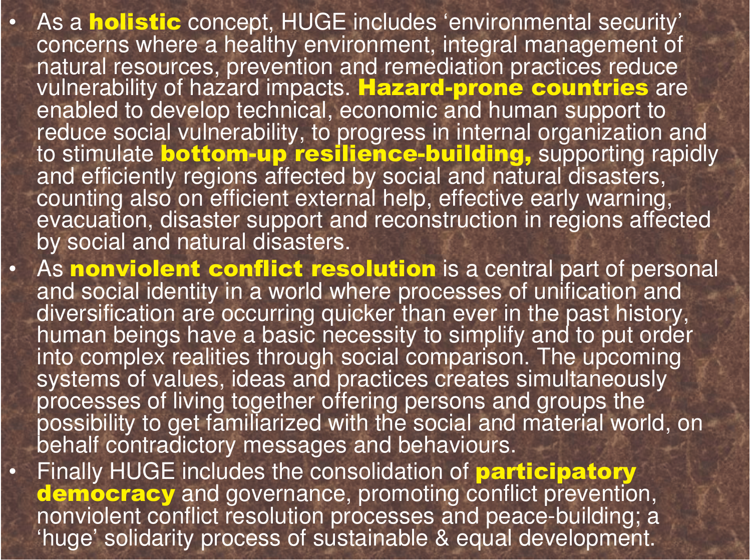- As a **holistic** concept, HUGE includes ‘environmental security’ concerns where a healthy environment, integral management of natural resources, prevention and remediation practices reduce vulnerability of hazard impacts. **Hazard-prone countries** are enabled to develop technical, economic and human support to reduce social vulnerability, to progress in internal organization and to stimulate **bottom-up resilience-building,** supporting rapidly and efficiently regions affected by social and natural disasters, counting also on efficient external help, effective early warning, evacuation, disaster support and reconstruction in regions affected by social and natural disasters.
- As **nonviolent conflict resolution** is a central part of personal and social identity in a world where processes of unification and diversification are occurring quicker than ever in the past history, human beings have a basic necessity to simplify and to put order into complex realities through social comparison. The upcoming systems of values, ideas and practices creates simultaneously processes of living together offering persons and groups the possibility to get familiarized with the social and material world, on behalf contradictory messages and behaviours.
- Finally HUGE includes the consolidation of **participatory democracy** and governance, promoting conflict prevention, nonviolent conflict resolution processes and peace-building; a ‘huge’ solidarity process of sustainable & equal development.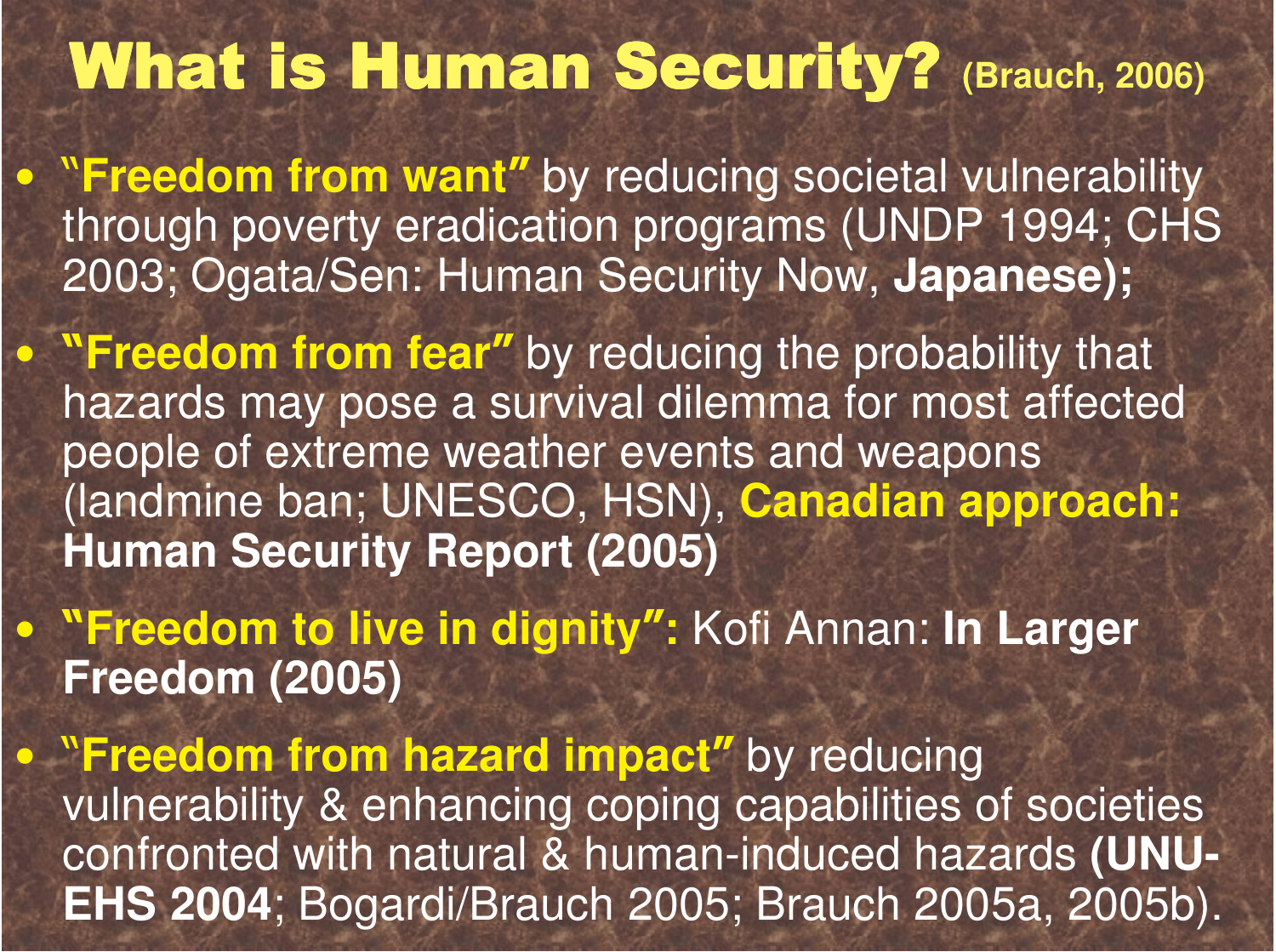# What is Human Security? (Brauch, 2006)

- **"Freedom from want"** by reducing societal vulnerability through poverty eradication programs (UNDP 1994; CHS 2003; Ogata/Sen: Human Security Now, **Japanese);**
- **"Freedom from fear"** by reducing the probability that hazards may pose a survival dilemma for most affected people of extreme weather events and weapons (landmine ban; UNESCO, HSN), **Canadian approach: Human Security Report (2005)**
- **"Freedom to live in dignity":** Kofi Annan: **In Larger Freedom (2005)**
- **"Freedom from hazard impact"** by reducing vulnerability & enhancing coping capabilities of societies confronted with natural & human-induced hazards **(UNU-EHS 2004**; Bogardi/Brauch 2005; Brauch 2005a, 2005b).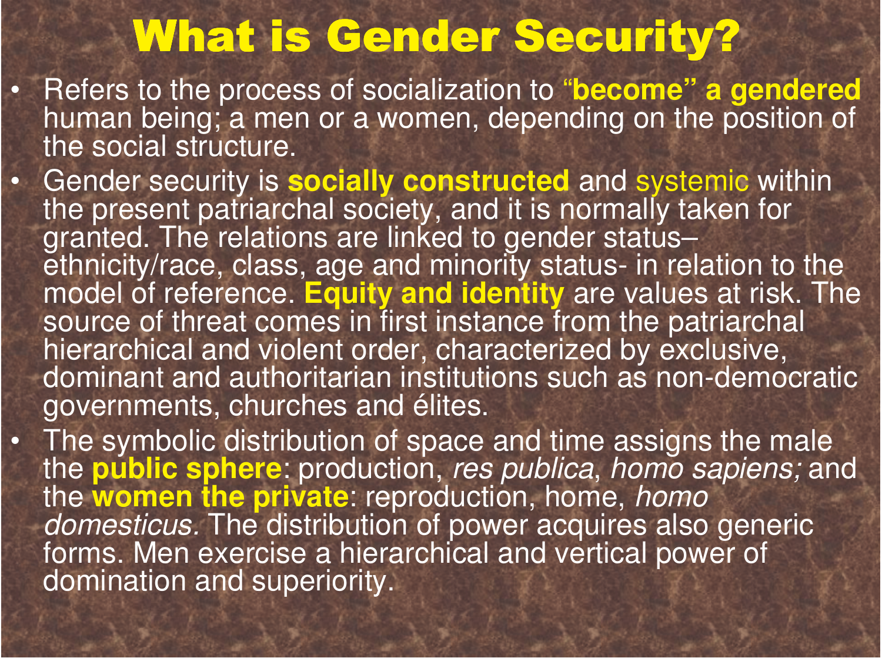# What is Gender Security?

- Refers to the process of socialization to "**become" a gendered** human being; a men or a women, depending on the position of the social structure.
- Gender security is **socially constructed** and systemic within the present patriarchal society, and it is normally taken for granted. The relations are linked to gender status– ethnicity/race, class, age and minority status- in relation to the model of reference. **Equity and identity** are values at risk. The source of threat comes in first instance from the patriarchal hierarchical and violent order, characterized by exclusive, dominant and authoritarian institutions such as non-democratic governments, churches and élites.
- The symbolic distribution of space and time assigns the male the **public sphere**: production, *res publica*, *homo sapiens;* and the **women the private**: reproduction, home, *homo domesticus.* The distribution of power acquires also generic forms. Men exercise a hierarchical and vertical power of domination and superiority.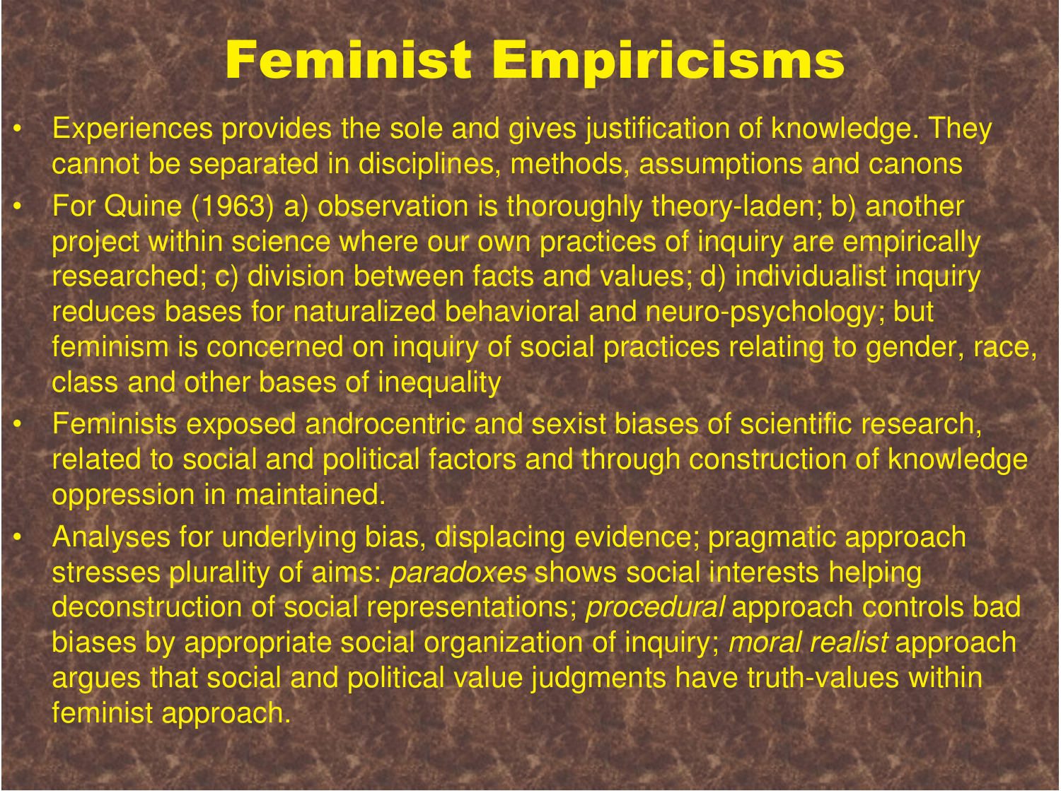# Feminist Empiricisms

- Experiences provides the sole and gives justification of knowledge. They cannot be separated in disciplines, methods, assumptions and canons
- For Quine (1963) a) observation is thoroughly theory-laden; b) another project within science where our own practices of inquiry are empirically researched; c) division between facts and values; d) individualist inquiry reduces bases for naturalized behavioral and neuro-psychology; but feminism is concerned on inquiry of social practices relating to gender, race, class and other bases of inequality
- Feminists exposed androcentric and sexist biases of scientific research, related to social and political factors and through construction of knowledge oppression in maintained.
- Analyses for underlying bias, displacing evidence; pragmatic approach stresses plurality of aims: *paradoxes* shows social interests helping deconstruction of social representations; *procedural* approach controls bad biases by appropriate social organization of inquiry; *moral realist* approach argues that social and political value judgments have truth-values within feminist approach.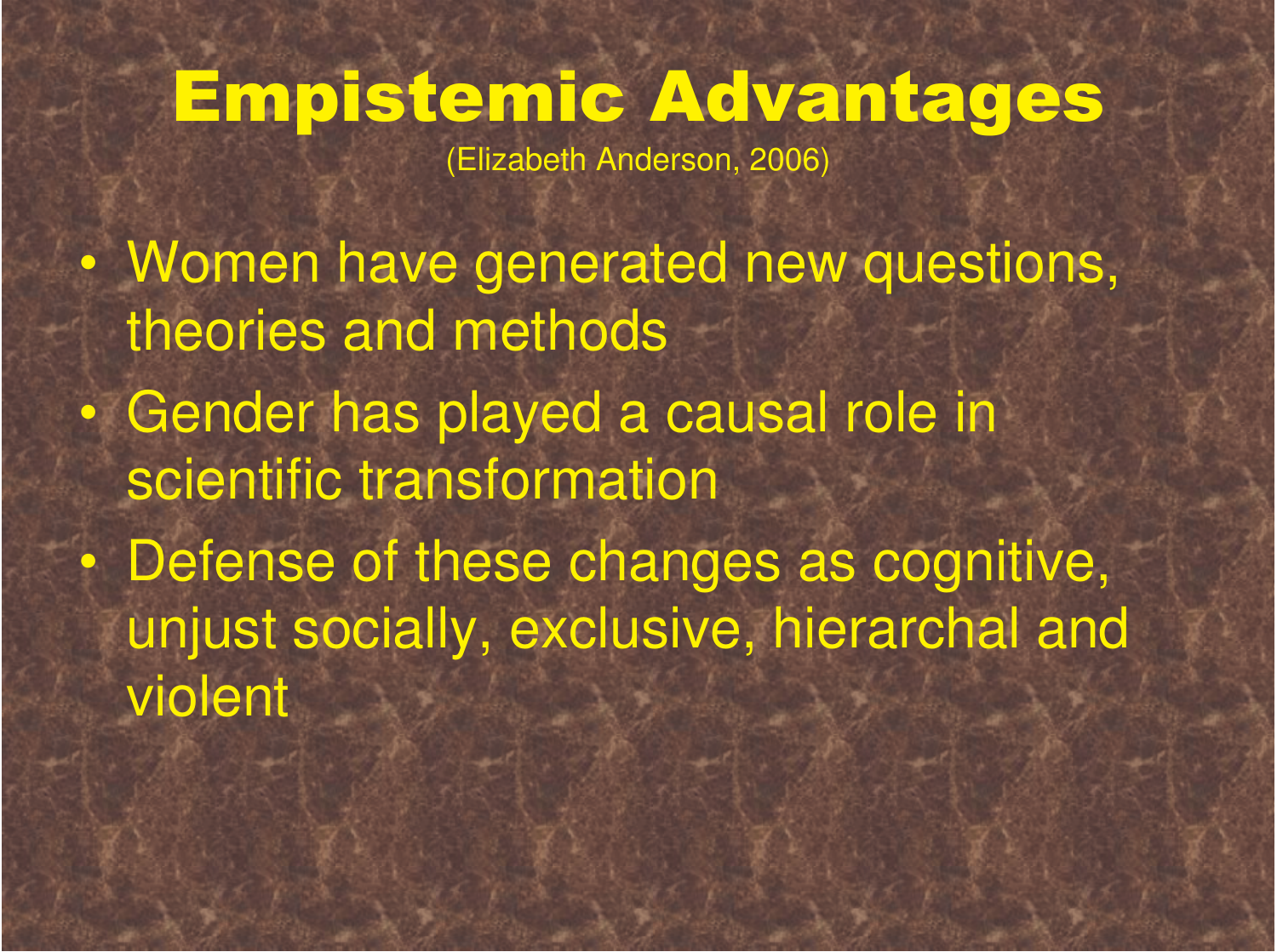# Empistemic Advantages

(Elizabeth Anderson, 2006)

- Women have generated new questions, theories and methods
- Gender has played a causal role in scientific transformation
- Defense of these changes as cognitive, unjust socially, exclusive, hierarchal and violent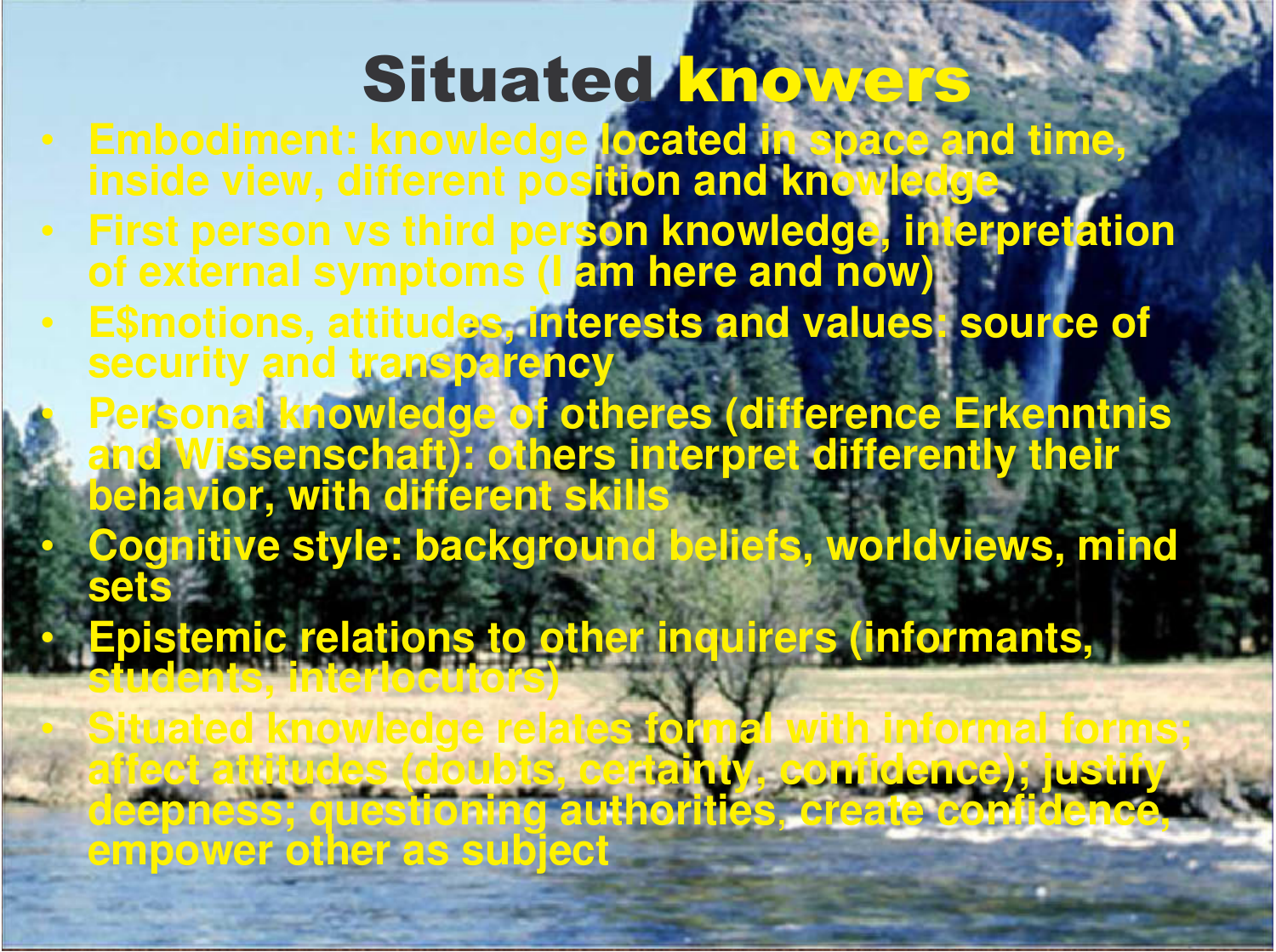# Situated knowers

- Embodiment: knowledge located in space and time, inside view, different position and knowledge
- First person vs third person knowledge, interpretation of external symptoms (I am here and now)
- E$motions, attitudes, interests and values: source of security and transparency
- Personal knowledge of otheres (difference Erkenntnis and Wissenschaft): others interpret differently their behavior, with different skills
- Cognitive style: background beliefs, worldviews, mind sets
- Epistemic relations to other inquirers (informants, students, interlocutors)
- Situated knowledge relates formal with informal forms; affect attitudes (doubts, certainty, confidence); justify deepness; questioning authorities, create confidence, empower other as subject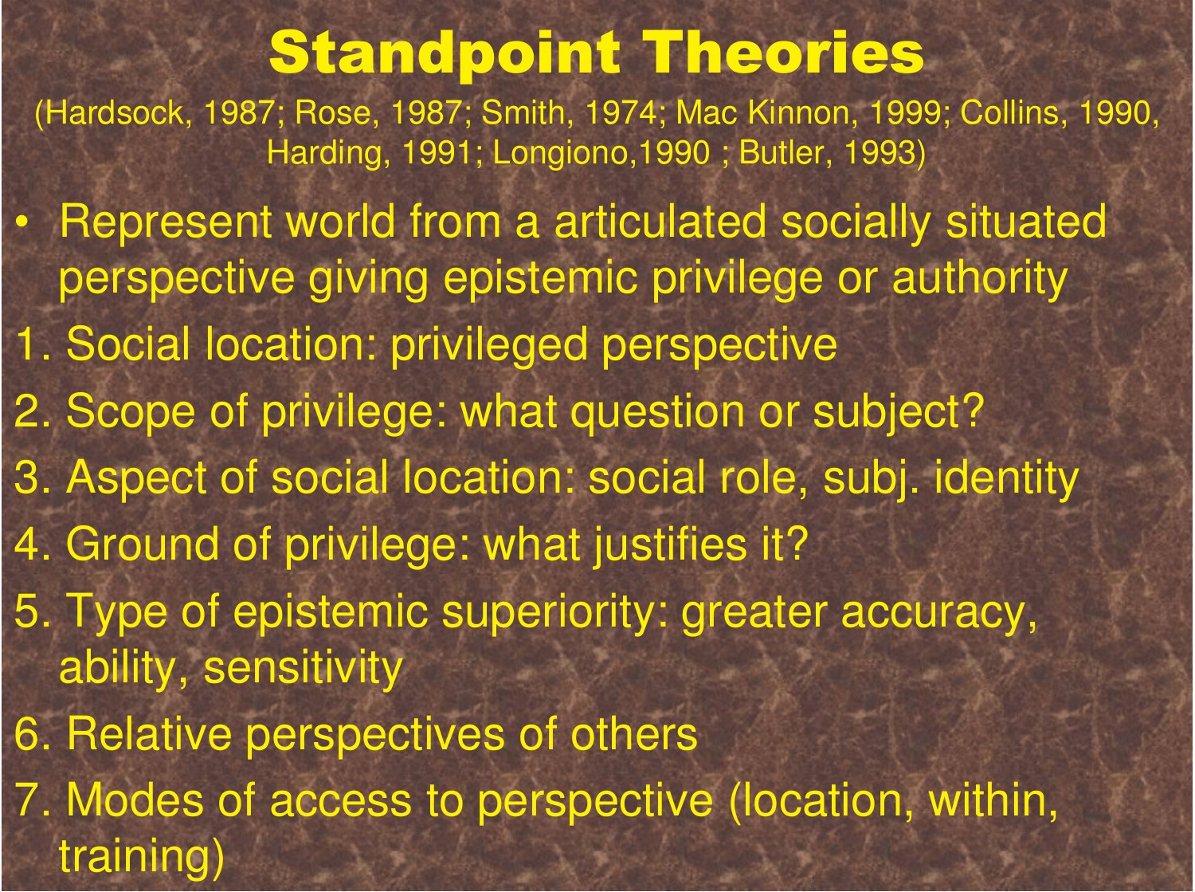# Standpoint Theories

(Hardsock, 1987; Rose, 1987; Smith, 1974; Mac Kinnon, 1999; Collins, 1990, Harding, 1991; Longiono,1990 ; Butler, 1993)

- Represent world from a articulated socially situated perspective giving epistemic privilege or authority

1. Social location: privileged perspective
2. Scope of privilege: what question or subject?
3. Aspect of social location: social role, subj. identity
4. Ground of privilege: what justifies it?
5. Type of epistemic superiority: greater accuracy, ability, sensitivity
6. Relative perspectives of others
7. Modes of access to perspective (location, within, training)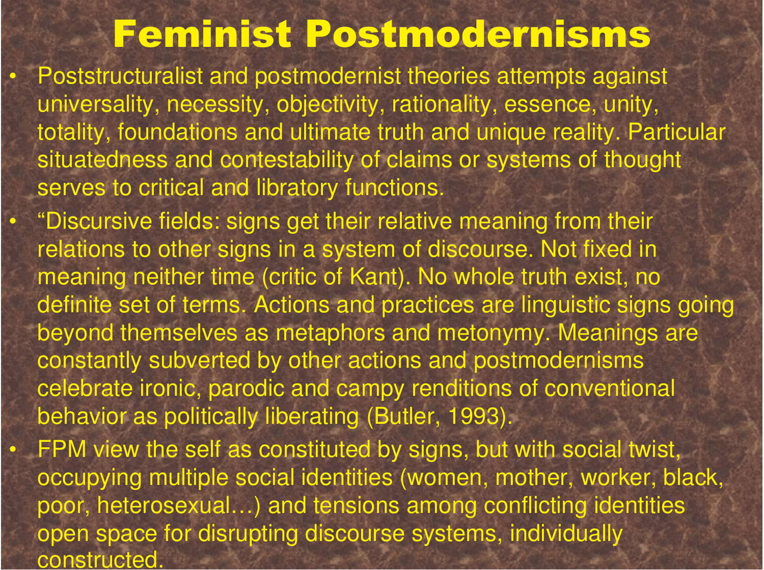# Feminist Postmodernisms

- Poststructuralist and postmodernist theories attempts against universality, necessity, objectivity, rationality, essence, unity, totality, foundations and ultimate truth and unique reality. Particular situatedness and contestability of claims or systems of thought serves to critical and libratory functions.
- "Discursive fields: signs get their relative meaning from their relations to other signs in a system of discourse. Not fixed in meaning neither time (critic of Kant). No whole truth exist, no definite set of terms. Actions and practices are linguistic signs going beyond themselves as metaphors and metonymy. Meanings are constantly subverted by other actions and postmodernisms celebrate ironic, parodic and campy renditions of conventional behavior as politically liberating (Butler, 1993).
- FPM view the self as constituted by signs, but with social twist, occupying multiple social identities (women, mother, worker, black, poor, heterosexual…) and tensions among conflicting identities open space for disrupting discourse systems, individually constructed.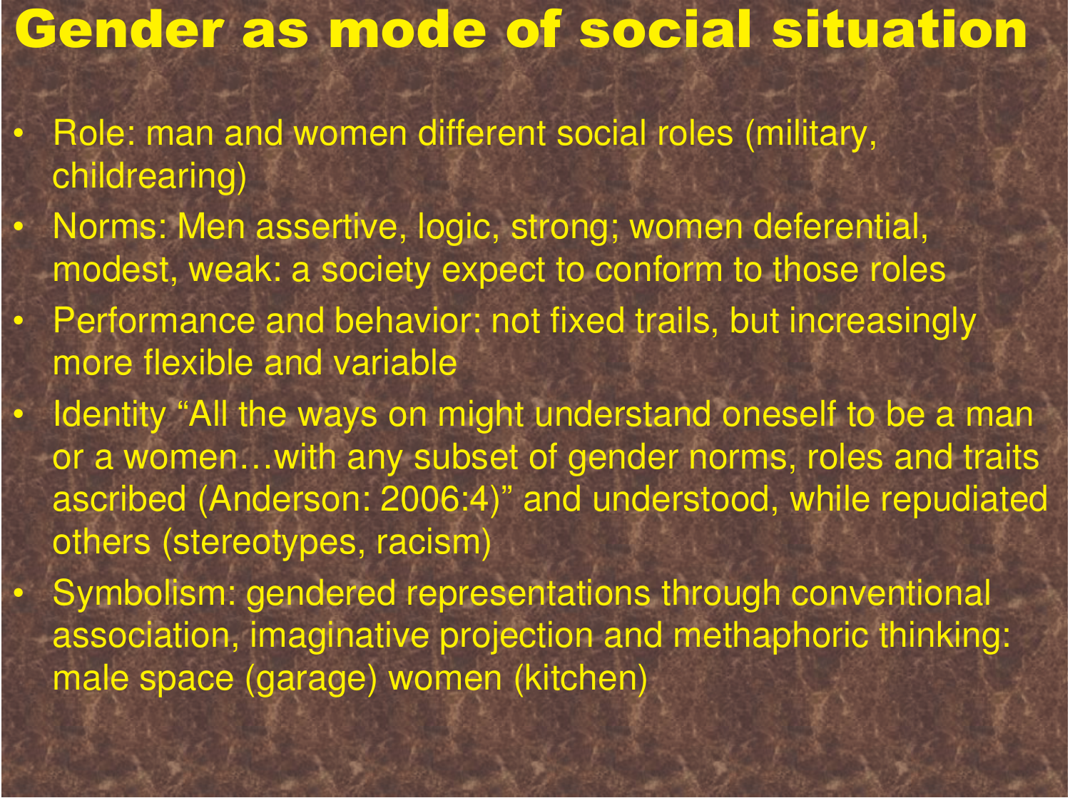# Gender as mode of social situation

- Role: man and women different social roles (military, childrearing)
- Norms: Men assertive, logic, strong; women deferential, modest, weak: a society expect to conform to those roles
- Performance and behavior: not fixed trails, but increasingly more flexible and variable
- Identity "All the ways on might understand oneself to be a man or a women…with any subset of gender norms, roles and traits ascribed (Anderson: 2006:4)" and understood, while repudiated others (stereotypes, racism)
- Symbolism: gendered representations through conventional association, imaginative projection and methaphoric thinking: male space (garage) women (kitchen)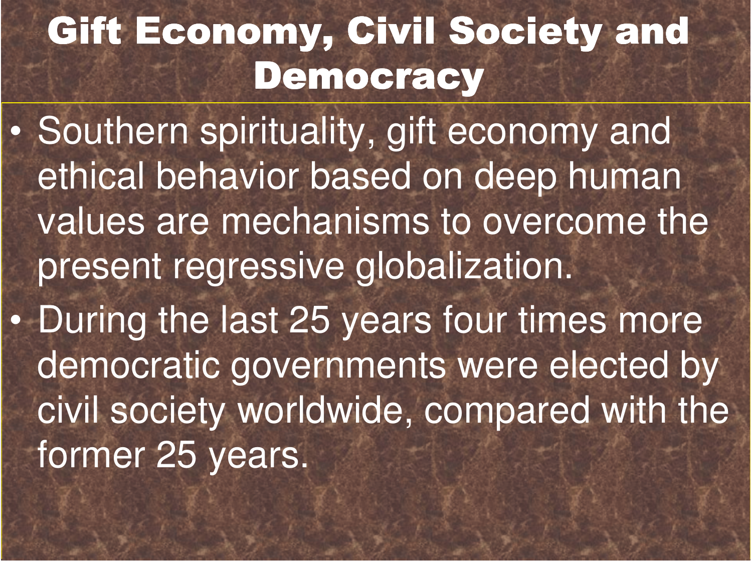# Gift Economy, Civil Society and Democracy

- Southern spirituality, gift economy and ethical behavior based on deep human values are mechanisms to overcome the present regressive globalization.
- During the last 25 years four times more democratic governments were elected by civil society worldwide, compared with the former 25 years.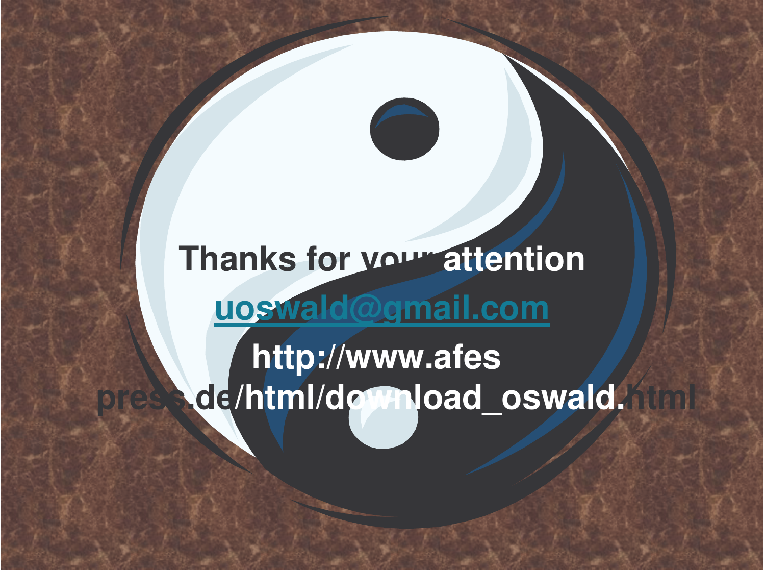**Thanks for your attention**

**uoswald@gmail.com**

**http://www.afes press.de/html/download_oswald.html**